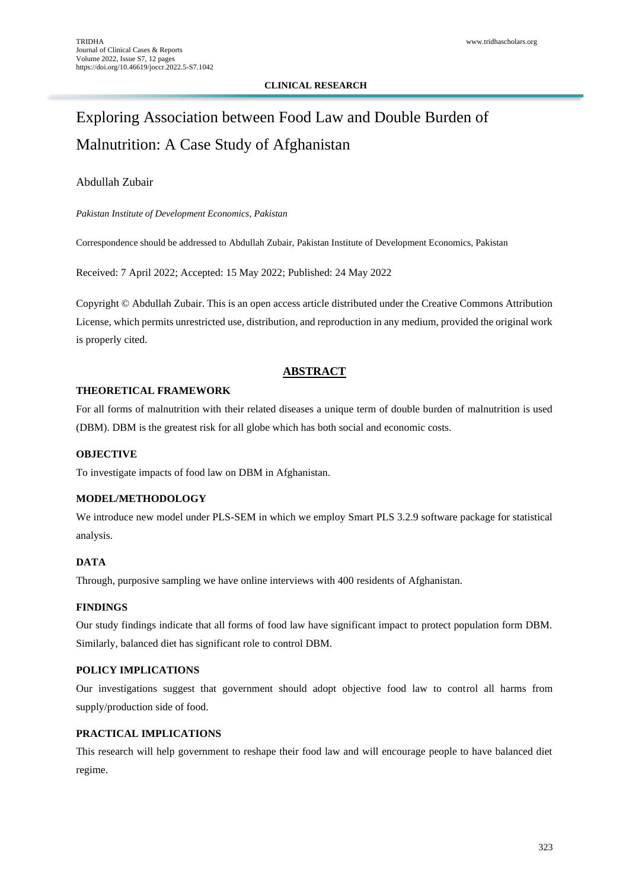**CLINICAL RESEARCH**

# Exploring Association between Food Law and Double Burden of Malnutrition: A Case Study of Afghanistan

Abdullah Zubair

*Pakistan Institute of Development Economics, Pakistan*

Correspondence should be addressed to Abdullah Zubair, Pakistan Institute of Development Economics, Pakistan

Received: 7 April 2022; Accepted: 15 May 2022; Published: 24 May 2022

Copyright © Abdullah Zubair. This is an open access article distributed under the Creative Commons Attribution License, which permits unrestricted use, distribution, and reproduction in any medium, provided the original work is properly cited.

## ABSTRACT

### THEORETICAL FRAMEWORK

For all forms of malnutrition with their related diseases a unique term of double burden of malnutrition is used (DBM). DBM is the greatest risk for all globe which has both social and economic costs.

### OBJECTIVE

To investigate impacts of food law on DBM in Afghanistan.

### MODEL/METHODOLOGY

We introduce new model under PLS-SEM in which we employ Smart PLS 3.2.9 software package for statistical analysis.

### DATA

Through, purposive sampling we have online interviews with 400 residents of Afghanistan.

### FINDINGS

Our study findings indicate that all forms of food law have significant impact to protect population form DBM. Similarly, balanced diet has significant role to control DBM.

### POLICY IMPLICATIONS

Our investigations suggest that government should adopt objective food law to control all harms from supply/production side of food.

### PRACTICAL IMPLICATIONS

This research will help government to reshape their food law and will encourage people to have balanced diet regime.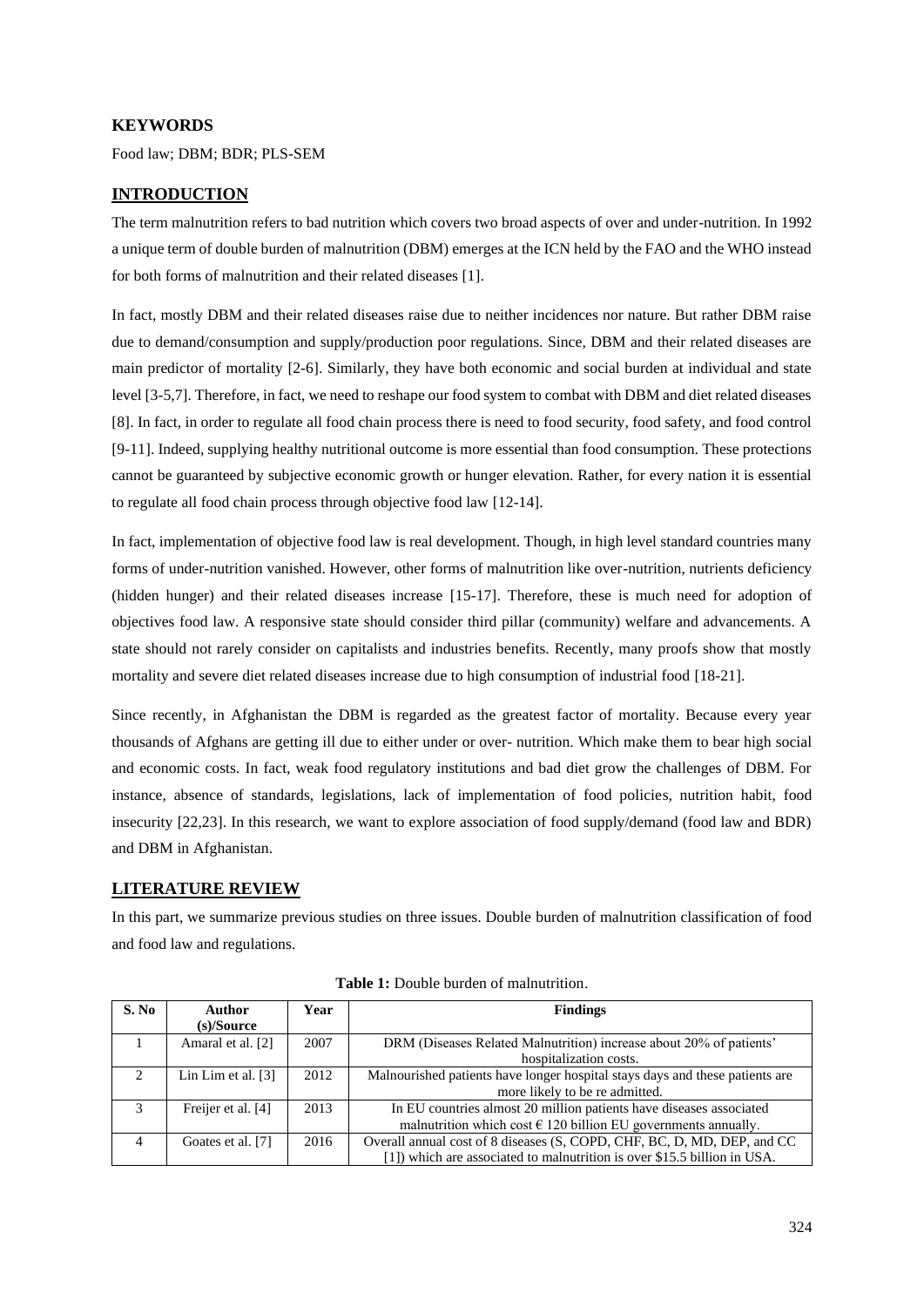## KEYWORDS

Food law; DBM; BDR; PLS-SEM

## INTRODUCTION

The term malnutrition refers to bad nutrition which covers two broad aspects of over and under-nutrition. In 1992 a unique term of double burden of malnutrition (DBM) emerges at the ICN held by the FAO and the WHO instead for both forms of malnutrition and their related diseases [1].

In fact, mostly DBM and their related diseases raise due to neither incidences nor nature. But rather DBM raise due to demand/consumption and supply/production poor regulations. Since, DBM and their related diseases are main predictor of mortality [2-6]. Similarly, they have both economic and social burden at individual and state level [3-5,7]. Therefore, in fact, we need to reshape our food system to combat with DBM and diet related diseases [8]. In fact, in order to regulate all food chain process there is need to food security, food safety, and food control [9-11]. Indeed, supplying healthy nutritional outcome is more essential than food consumption. These protections cannot be guaranteed by subjective economic growth or hunger elevation. Rather, for every nation it is essential to regulate all food chain process through objective food law [12-14].

In fact, implementation of objective food law is real development. Though, in high level standard countries many forms of under-nutrition vanished. However, other forms of malnutrition like over-nutrition, nutrients deficiency (hidden hunger) and their related diseases increase [15-17]. Therefore, these is much need for adoption of objectives food law. A responsive state should consider third pillar (community) welfare and advancements. A state should not rarely consider on capitalists and industries benefits. Recently, many proofs show that mostly mortality and severe diet related diseases increase due to high consumption of industrial food [18-21].

Since recently, in Afghanistan the DBM is regarded as the greatest factor of mortality. Because every year thousands of Afghans are getting ill due to either under or over- nutrition. Which make them to bear high social and economic costs. In fact, weak food regulatory institutions and bad diet grow the challenges of DBM. For instance, absence of standards, legislations, lack of implementation of food policies, nutrition habit, food insecurity [22,23]. In this research, we want to explore association of food supply/demand (food law and BDR) and DBM in Afghanistan.

## LITERATURE REVIEW

In this part, we summarize previous studies on three issues. Double burden of malnutrition classification of food and food law and regulations.

**Table 1:** Double burden of malnutrition.

| S. No | Author (s)/Source | Year | Findings |
|---|---|---|---|
| 1 | Amaral et al. [2] | 2007 | DRM (Diseases Related Malnutrition) increase about 20% of patients' hospitalization costs. |
| 2 | Lin Lim et al. [3] | 2012 | Malnourished patients have longer hospital stays days and these patients are more likely to be re admitted. |
| 3 | Freijer et al. [4] | 2013 | In EU countries almost 20 million patients have diseases associated malnutrition which cost € 120 billion EU governments annually. |
| 4 | Goates et al. [7] | 2016 | Overall annual cost of 8 diseases (S, COPD, CHF, BC, D, MD, DEP, and CC [1]) which are associated to malnutrition is over $15.5 billion in USA. |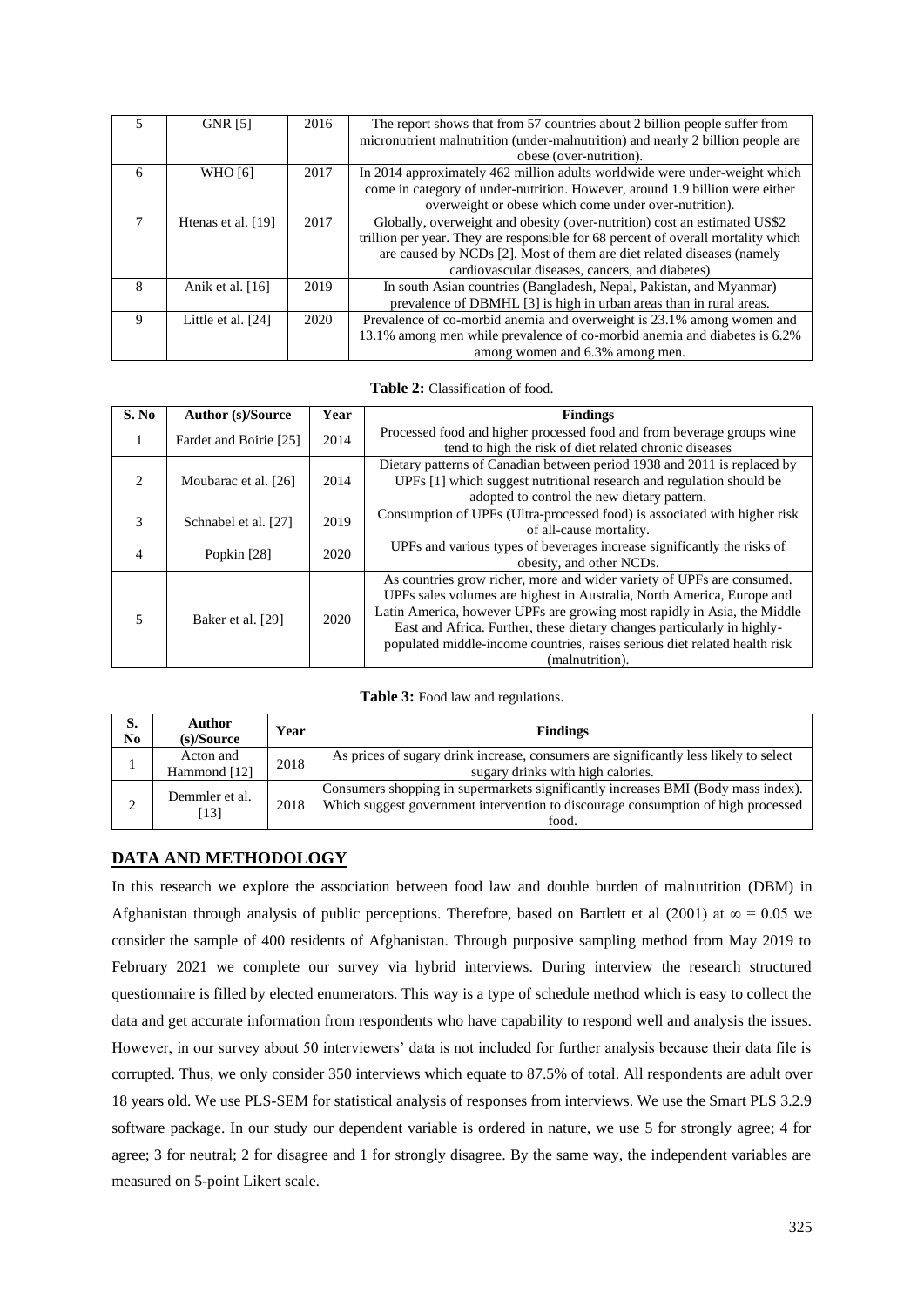| 5 | GNR [5] | 2016 | The report shows that from 57 countries about 2 billion people suffer from micronutrient malnutrition (under-malnutrition) and nearly 2 billion people are obese (over-nutrition). |
|---|---|---|---|
| 6 | WHO [6] | 2017 | In 2014 approximately 462 million adults worldwide were under-weight which come in category of under-nutrition. However, around 1.9 billion were either overweight or obese which come under over-nutrition). |
| 7 | Htenas et al. [19] | 2017 | Globally, overweight and obesity (over-nutrition) cost an estimated US$2 trillion per year. They are responsible for 68 percent of overall mortality which are caused by NCDs [2]. Most of them are diet related diseases (namely cardiovascular diseases, cancers, and diabetes) |
| 8 | Anik et al. [16] | 2019 | In south Asian countries (Bangladesh, Nepal, Pakistan, and Myanmar) prevalence of DBMHL [3] is high in urban areas than in rural areas. |
| 9 | Little et al. [24] | 2020 | Prevalence of co-morbid anemia and overweight is 23.1% among women and 13.1% among men while prevalence of co-morbid anemia and diabetes is 6.2% among women and 6.3% among men. |

**Table 2:** Classification of food.

| S. No | Author (s)/Source | Year | Findings |
|---|---|---|---|
| 1 | Fardet and Boirie [25] | 2014 | Processed food and higher processed food and from beverage groups wine tend to high the risk of diet related chronic diseases |
| 2 | Moubarac et al. [26] | 2014 | Dietary patterns of Canadian between period 1938 and 2011 is replaced by UPFs [1] which suggest nutritional research and regulation should be adopted to control the new dietary pattern. |
| 3 | Schnabel et al. [27] | 2019 | Consumption of UPFs (Ultra-processed food) is associated with higher risk of all-cause mortality. |
| 4 | Popkin [28] | 2020 | UPFs and various types of beverages increase significantly the risks of obesity, and other NCDs. |
| 5 | Baker et al. [29] | 2020 | As countries grow richer, more and wider variety of UPFs are consumed. UPFs sales volumes are highest in Australia, North America, Europe and Latin America, however UPFs are growing most rapidly in Asia, the Middle East and Africa. Further, these dietary changes particularly in highly-populated middle-income countries, raises serious diet related health risk (malnutrition). |

**Table 3:** Food law and regulations.

| S. No | Author (s)/Source | Year | Findings |
|---|---|---|---|
| 1 | Acton and Hammond [12] | 2018 | As prices of sugary drink increase, consumers are significantly less likely to select sugary drinks with high calories. |
| 2 | Demmler et al. [13] | 2018 | Consumers shopping in supermarkets significantly increases BMI (Body mass index). Which suggest government intervention to discourage consumption of high processed food. |

## DATA AND METHODOLOGY

In this research we explore the association between food law and double burden of malnutrition (DBM) in Afghanistan through analysis of public perceptions. Therefore, based on Bartlett et al (2001) at $\infty = 0.05$ we consider the sample of 400 residents of Afghanistan. Through purposive sampling method from May 2019 to February 2021 we complete our survey via hybrid interviews. During interview the research structured questionnaire is filled by elected enumerators. This way is a type of schedule method which is easy to collect the data and get accurate information from respondents who have capability to respond well and analysis the issues. However, in our survey about 50 interviewers' data is not included for further analysis because their data file is corrupted. Thus, we only consider 350 interviews which equate to 87.5% of total. All respondents are adult over 18 years old. We use PLS-SEM for statistical analysis of responses from interviews. We use the Smart PLS 3.2.9 software package. In our study our dependent variable is ordered in nature, we use 5 for strongly agree; 4 for agree; 3 for neutral; 2 for disagree and 1 for strongly disagree. By the same way, the independent variables are measured on 5-point Likert scale.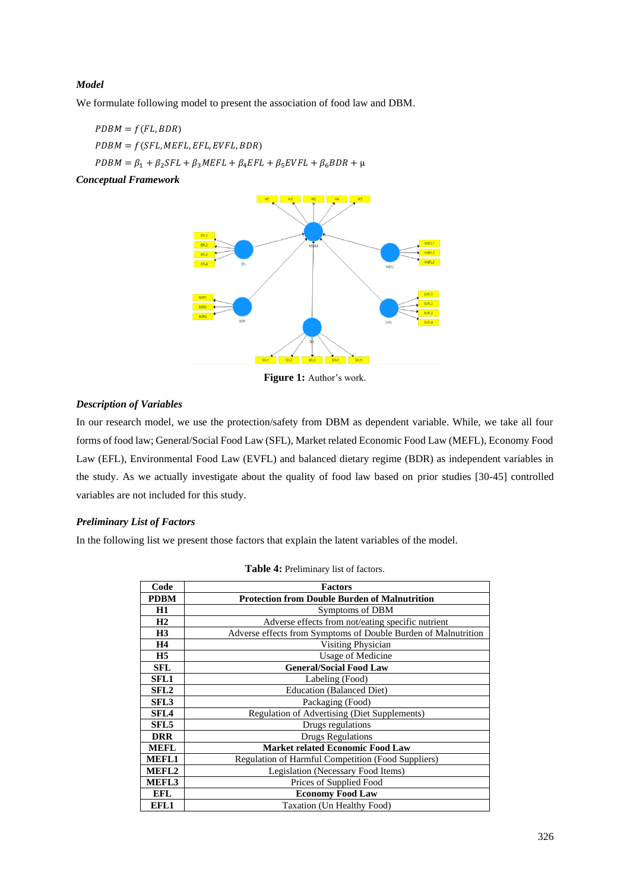***Model***

We formulate following model to present the association of food law and DBM.

$$PDBM = f(FL, BDR)$$

$$PDBM = f(SFL, MEFL, EFL, EVFL, BDR)$$

$$PDBM = \beta_1 + \beta_2 SFL + \beta_3 MEFL + \beta_4 EFL + \beta_5 EVFL + \beta_6 BDR + \mu$$

***Conceptual Framework***

**Figure 1:** Author's work.

***Description of Variables***

In our research model, we use the protection/safety from DBM as dependent variable. While, we take all four forms of food law; General/Social Food Law (SFL), Market related Economic Food Law (MEFL), Economy Food Law (EFL), Environmental Food Law (EVFL) and balanced dietary regime (BDR) as independent variables in the study. As we actually investigate about the quality of food law based on prior studies [30-45] controlled variables are not included for this study.

***Preliminary List of Factors***

In the following list we present those factors that explain the latent variables of the model.

**Table 4:** Preliminary list of factors.

| Code | Factors |
|---|---|
| **PDBM** | **Protection from Double Burden of Malnutrition** |
| **H1** | Symptoms of DBM |
| **H2** | Adverse effects from not/eating specific nutrient |
| **H3** | Adverse effects from Symptoms of Double Burden of Malnutrition |
| **H4** | Visiting Physician |
| **H5** | Usage of Medicine |
| **SFL** | **General/Social Food Law** |
| **SFL1** | Labeling (Food) |
| **SFL2** | Education (Balanced Diet) |
| **SFL3** | Packaging (Food) |
| **SFL4** | Regulation of Advertising (Diet Supplements) |
| **SFL5** | Drugs regulations |
| **DRR** | Drugs Regulations |
| **MEFL** | **Market related Economic Food Law** |
| **MEFL1** | Regulation of Harmful Competition (Food Suppliers) |
| **MEFL2** | Legislation (Necessary Food Items) |
| **MEFL3** | Prices of Supplied Food |
| **EFL** | **Economy Food Law** |
| **EFL1** | Taxation (Un Healthy Food) |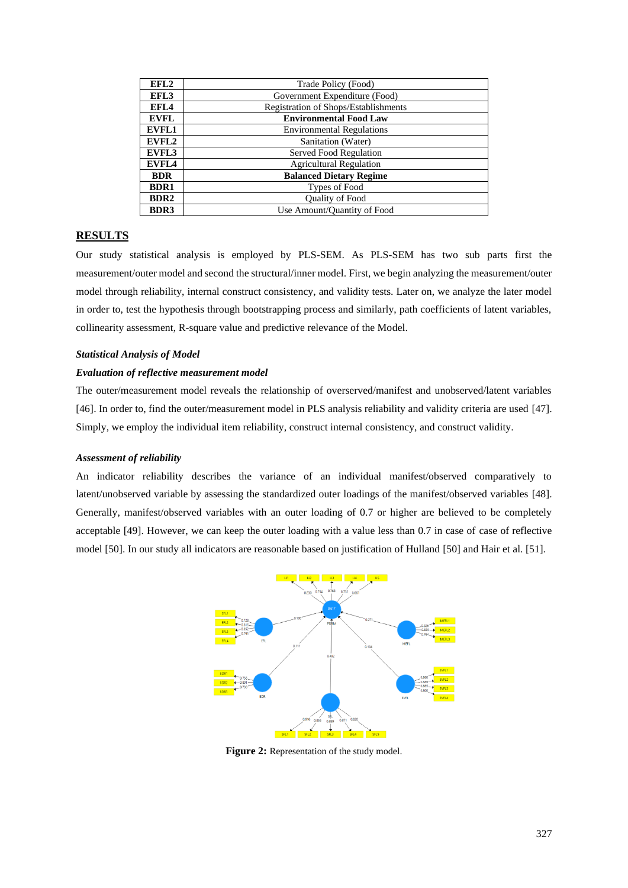| EFL2 | Trade Policy (Food) |
|---|---|
| EFL3 | Government Expenditure (Food) |
| EFL4 | Registration of Shops/Establishments |
| **EVFL** | **Environmental Food Law** |
| EVFL1 | Environmental Regulations |
| EVFL2 | Sanitation (Water) |
| EVFL3 | Served Food Regulation |
| EVFL4 | Agricultural Regulation |
| **BDR** | **Balanced Dietary Regime** |
| BDR1 | Types of Food |
| BDR2 | Quality of Food |
| BDR3 | Use Amount/Quantity of Food |

## RESULTS

Our study statistical analysis is employed by PLS-SEM. As PLS-SEM has two sub parts first the measurement/outer model and second the structural/inner model. First, we begin analyzing the measurement/outer model through reliability, internal construct consistency, and validity tests. Later on, we analyze the later model in order to, test the hypothesis through bootstrapping process and similarly, path coefficients of latent variables, collinearity assessment, R-square value and predictive relevance of the Model.

### *Statistical Analysis of Model*

### *Evaluation of reflective measurement model*

The outer/measurement model reveals the relationship of overserved/manifest and unobserved/latent variables [46]. In order to, find the outer/measurement model in PLS analysis reliability and validity criteria are used [47]. Simply, we employ the individual item reliability, construct internal consistency, and construct validity.

### *Assessment of reliability*

An indicator reliability describes the variance of an individual manifest/observed comparatively to latent/unobserved variable by assessing the standardized outer loadings of the manifest/observed variables [48]. Generally, manifest/observed variables with an outer loading of 0.7 or higher are believed to be completely acceptable [49]. However, we can keep the outer loading with a value less than 0.7 in case of case of reflective model [50]. In our study all indicators are reasonable based on justification of Hulland [50] and Hair et al. [51].

**Figure 2:** Representation of the study model.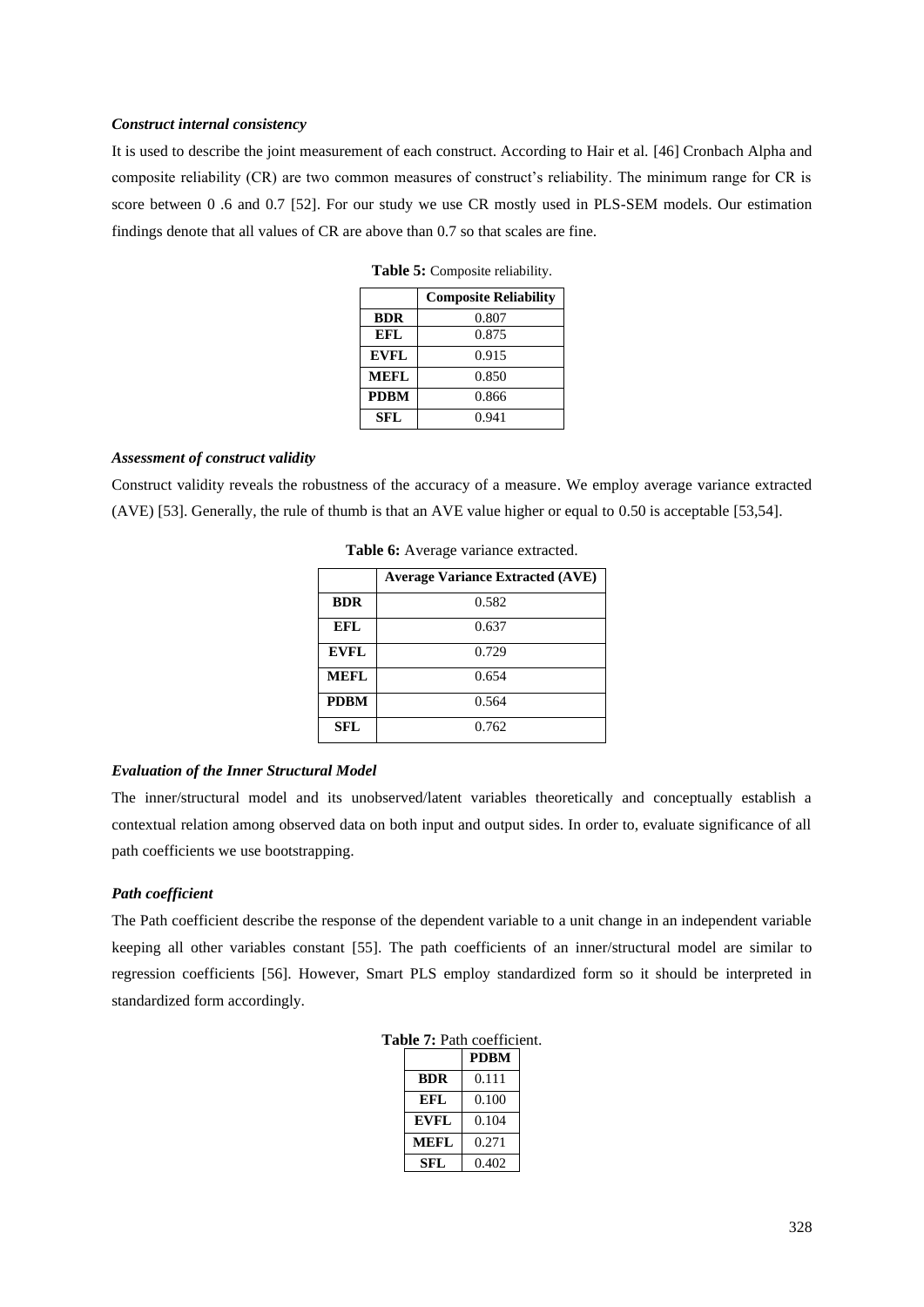***Construct internal consistency***

It is used to describe the joint measurement of each construct. According to Hair et al. [46] Cronbach Alpha and composite reliability (CR) are two common measures of construct's reliability. The minimum range for CR is score between 0 .6 and 0.7 [52]. For our study we use CR mostly used in PLS-SEM models. Our estimation findings denote that all values of CR are above than 0.7 so that scales are fine.

**Table 5:** Composite reliability.

| | Composite Reliability |
|---|---|
| **BDR** | 0.807 |
| **EFL** | 0.875 |
| **EVFL** | 0.915 |
| **MEFL** | 0.850 |
| **PDBM** | 0.866 |
| **SFL** | 0.941 |

***Assessment of construct validity***

Construct validity reveals the robustness of the accuracy of a measure. We employ average variance extracted (AVE) [53]. Generally, the rule of thumb is that an AVE value higher or equal to 0.50 is acceptable [53,54].

**Table 6:** Average variance extracted.

| | Average Variance Extracted (AVE) |
|---|---|
| **BDR** | 0.582 |
| **EFL** | 0.637 |
| **EVFL** | 0.729 |
| **MEFL** | 0.654 |
| **PDBM** | 0.564 |
| **SFL** | 0.762 |

***Evaluation of the Inner Structural Model***

The inner/structural model and its unobserved/latent variables theoretically and conceptually establish a contextual relation among observed data on both input and output sides. In order to, evaluate significance of all path coefficients we use bootstrapping.

***Path coefficient***

The Path coefficient describe the response of the dependent variable to a unit change in an independent variable keeping all other variables constant [55]. The path coefficients of an inner/structural model are similar to regression coefficients [56]. However, Smart PLS employ standardized form so it should be interpreted in standardized form accordingly.

**Table 7:** Path coefficient.

| | PDBM |
|---|---|
| **BDR** | 0.111 |
| **EFL** | 0.100 |
| **EVFL** | 0.104 |
| **MEFL** | 0.271 |
| **SFL** | 0.402 |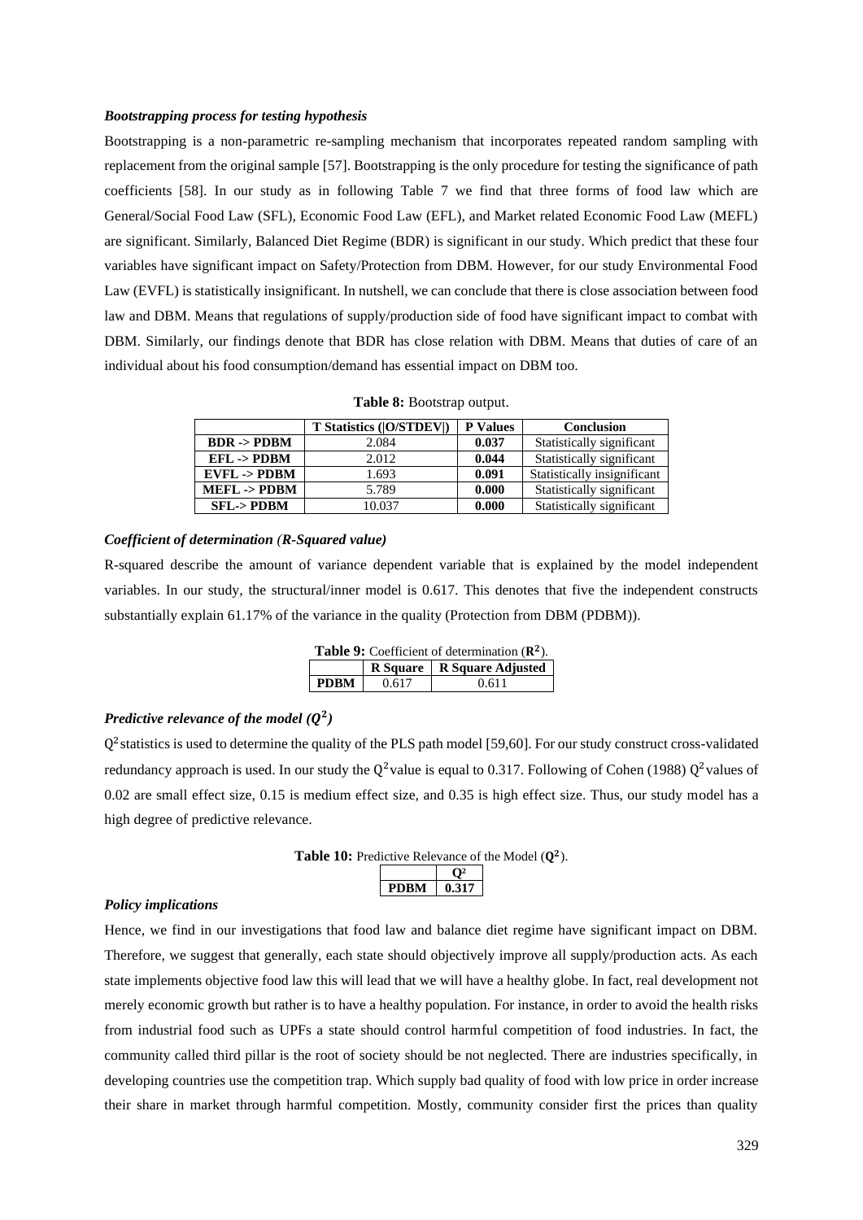***Bootstrapping process for testing hypothesis***

Bootstrapping is a non-parametric re-sampling mechanism that incorporates repeated random sampling with replacement from the original sample [57]. Bootstrapping is the only procedure for testing the significance of path coefficients [58]. In our study as in following Table 7 we find that three forms of food law which are General/Social Food Law (SFL), Economic Food Law (EFL), and Market related Economic Food Law (MEFL) are significant. Similarly, Balanced Diet Regime (BDR) is significant in our study. Which predict that these four variables have significant impact on Safety/Protection from DBM. However, for our study Environmental Food Law (EVFL) is statistically insignificant. In nutshell, we can conclude that there is close association between food law and DBM. Means that regulations of supply/production side of food have significant impact to combat with DBM. Similarly, our findings denote that BDR has close relation with DBM. Means that duties of care of an individual about his food consumption/demand has essential impact on DBM too.

**Table 8:** Bootstrap output.

| | T Statistics (\|O/STDEV\|) | P Values | Conclusion |
|---|---|---|---|
| **BDR -> PDBM** | 2.084 | **0.037** | Statistically significant |
| **EFL -> PDBM** | 2.012 | **0.044** | Statistically significant |
| **EVFL -> PDBM** | 1.693 | **0.091** | Statistically insignificant |
| **MEFL -> PDBM** | 5.789 | **0.000** | Statistically significant |
| **SFL-> PDBM** | 10.037 | **0.000** | Statistically significant |

***Coefficient of determination (R-Squared value)***

R-squared describe the amount of variance dependent variable that is explained by the model independent variables. In our study, the structural/inner model is 0.617. This denotes that five the independent constructs substantially explain 61.17% of the variance in the quality (Protection from DBM (PDBM)).

**Table 9:** Coefficient of determination ($\mathbf{R^2}$).

| | R Square | R Square Adjusted |
|---|---|---|
| **PDBM** | 0.617 | 0.611 |

***Predictive relevance of the model ($Q^2$)***

$Q^2$ statistics is used to determine the quality of the PLS path model [59,60]. For our study construct cross-validated redundancy approach is used. In our study the $Q^2$ value is equal to 0.317. Following of Cohen (1988) $Q^2$ values of 0.02 are small effect size, 0.15 is medium effect size, and 0.35 is high effect size. Thus, our study model has a high degree of predictive relevance.

**Table 10:** Predictive Relevance of the Model ($\mathbf{Q^2}$).

| | $Q^2$ |
|---|---|
| **PDBM** | **0.317** |

***Policy implications***

Hence, we find in our investigations that food law and balance diet regime have significant impact on DBM. Therefore, we suggest that generally, each state should objectively improve all supply/production acts. As each state implements objective food law this will lead that we will have a healthy globe. In fact, real development not merely economic growth but rather is to have a healthy population. For instance, in order to avoid the health risks from industrial food such as UPFs a state should control harmful competition of food industries. In fact, the community called third pillar is the root of society should be not neglected. There are industries specifically, in developing countries use the competition trap. Which supply bad quality of food with low price in order increase their share in market through harmful competition. Mostly, community consider first the prices than quality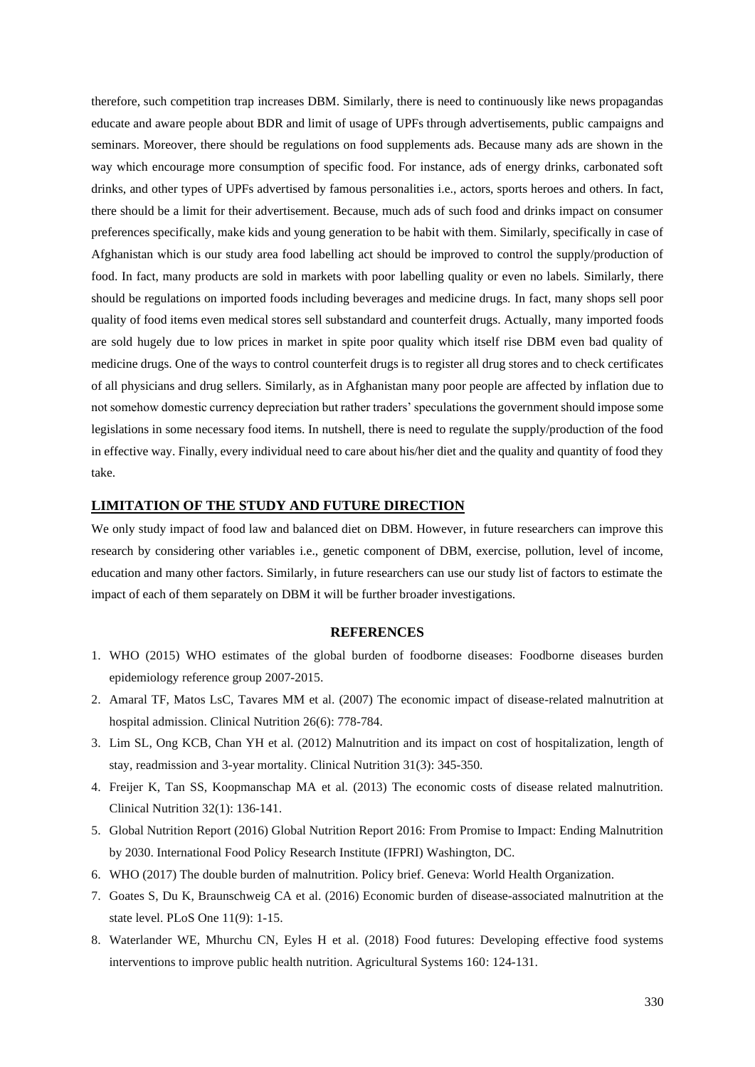therefore, such competition trap increases DBM. Similarly, there is need to continuously like news propagandas educate and aware people about BDR and limit of usage of UPFs through advertisements, public campaigns and seminars. Moreover, there should be regulations on food supplements ads. Because many ads are shown in the way which encourage more consumption of specific food. For instance, ads of energy drinks, carbonated soft drinks, and other types of UPFs advertised by famous personalities i.e., actors, sports heroes and others. In fact, there should be a limit for their advertisement. Because, much ads of such food and drinks impact on consumer preferences specifically, make kids and young generation to be habit with them. Similarly, specifically in case of Afghanistan which is our study area food labelling act should be improved to control the supply/production of food. In fact, many products are sold in markets with poor labelling quality or even no labels. Similarly, there should be regulations on imported foods including beverages and medicine drugs. In fact, many shops sell poor quality of food items even medical stores sell substandard and counterfeit drugs. Actually, many imported foods are sold hugely due to low prices in market in spite poor quality which itself rise DBM even bad quality of medicine drugs. One of the ways to control counterfeit drugs is to register all drug stores and to check certificates of all physicians and drug sellers. Similarly, as in Afghanistan many poor people are affected by inflation due to not somehow domestic currency depreciation but rather traders' speculations the government should impose some legislations in some necessary food items. In nutshell, there is need to regulate the supply/production of the food in effective way. Finally, every individual need to care about his/her diet and the quality and quantity of food they take.

## LIMITATION OF THE STUDY AND FUTURE DIRECTION

We only study impact of food law and balanced diet on DBM. However, in future researchers can improve this research by considering other variables i.e., genetic component of DBM, exercise, pollution, level of income, education and many other factors. Similarly, in future researchers can use our study list of factors to estimate the impact of each of them separately on DBM it will be further broader investigations.

## REFERENCES

1. WHO (2015) WHO estimates of the global burden of foodborne diseases: Foodborne diseases burden epidemiology reference group 2007-2015.
2. Amaral TF, Matos LsC, Tavares MM et al. (2007) The economic impact of disease-related malnutrition at hospital admission. Clinical Nutrition 26(6): 778-784.
3. Lim SL, Ong KCB, Chan YH et al. (2012) Malnutrition and its impact on cost of hospitalization, length of stay, readmission and 3-year mortality. Clinical Nutrition 31(3): 345-350.
4. Freijer K, Tan SS, Koopmanschap MA et al. (2013) The economic costs of disease related malnutrition. Clinical Nutrition 32(1): 136-141.
5. Global Nutrition Report (2016) Global Nutrition Report 2016: From Promise to Impact: Ending Malnutrition by 2030. International Food Policy Research Institute (IFPRI) Washington, DC.
6. WHO (2017) The double burden of malnutrition. Policy brief. Geneva: World Health Organization.
7. Goates S, Du K, Braunschweig CA et al. (2016) Economic burden of disease-associated malnutrition at the state level. PLoS One 11(9): 1-15.
8. Waterlander WE, Mhurchu CN, Eyles H et al. (2018) Food futures: Developing effective food systems interventions to improve public health nutrition. Agricultural Systems 160: 124-131.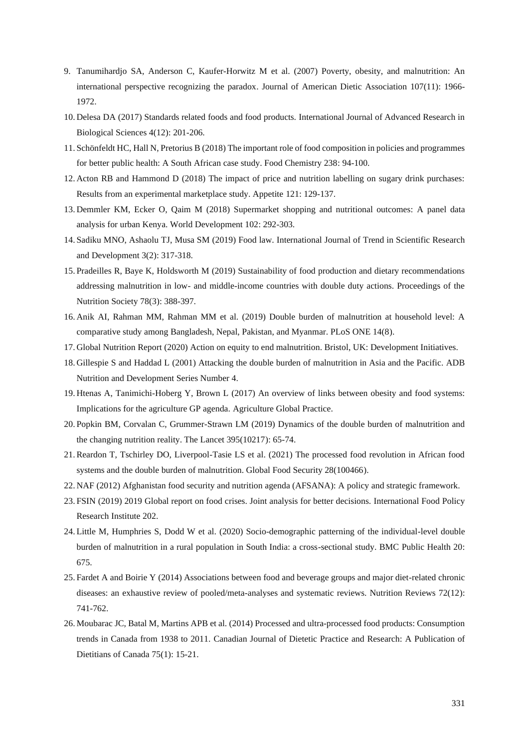9. Tanumihardjo SA, Anderson C, Kaufer-Horwitz M et al. (2007) Poverty, obesity, and malnutrition: An international perspective recognizing the paradox. Journal of American Dietic Association 107(11): 1966-1972.
10. Delesa DA (2017) Standards related foods and food products. International Journal of Advanced Research in Biological Sciences 4(12): 201-206.
11. Schönfeldt HC, Hall N, Pretorius B (2018) The important role of food composition in policies and programmes for better public health: A South African case study. Food Chemistry 238: 94-100.
12. Acton RB and Hammond D (2018) The impact of price and nutrition labelling on sugary drink purchases: Results from an experimental marketplace study. Appetite 121: 129-137.
13. Demmler KM, Ecker O, Qaim M (2018) Supermarket shopping and nutritional outcomes: A panel data analysis for urban Kenya. World Development 102: 292-303.
14. Sadiku MNO, Ashaolu TJ, Musa SM (2019) Food law. International Journal of Trend in Scientific Research and Development 3(2): 317-318.
15. Pradeilles R, Baye K, Holdsworth M (2019) Sustainability of food production and dietary recommendations addressing malnutrition in low- and middle-income countries with double duty actions. Proceedings of the Nutrition Society 78(3): 388-397.
16. Anik AI, Rahman MM, Rahman MM et al. (2019) Double burden of malnutrition at household level: A comparative study among Bangladesh, Nepal, Pakistan, and Myanmar. PLoS ONE 14(8).
17. Global Nutrition Report (2020) Action on equity to end malnutrition. Bristol, UK: Development Initiatives.
18. Gillespie S and Haddad L (2001) Attacking the double burden of malnutrition in Asia and the Pacific. ADB Nutrition and Development Series Number 4.
19. Htenas A, Tanimichi-Hoberg Y, Brown L (2017) An overview of links between obesity and food systems: Implications for the agriculture GP agenda. Agriculture Global Practice.
20. Popkin BM, Corvalan C, Grummer-Strawn LM (2019) Dynamics of the double burden of malnutrition and the changing nutrition reality. The Lancet 395(10217): 65-74.
21. Reardon T, Tschirley DO, Liverpool-Tasie LS et al. (2021) The processed food revolution in African food systems and the double burden of malnutrition. Global Food Security 28(100466).
22. NAF (2012) Afghanistan food security and nutrition agenda (AFSANA): A policy and strategic framework.
23. FSIN (2019) 2019 Global report on food crises. Joint analysis for better decisions. International Food Policy Research Institute 202.
24. Little M, Humphries S, Dodd W et al. (2020) Socio-demographic patterning of the individual-level double burden of malnutrition in a rural population in South India: a cross-sectional study. BMC Public Health 20: 675.
25. Fardet A and Boirie Y (2014) Associations between food and beverage groups and major diet-related chronic diseases: an exhaustive review of pooled/meta-analyses and systematic reviews. Nutrition Reviews 72(12): 741-762.
26. Moubarac JC, Batal M, Martins APB et al. (2014) Processed and ultra-processed food products: Consumption trends in Canada from 1938 to 2011. Canadian Journal of Dietetic Practice and Research: A Publication of Dietitians of Canada 75(1): 15-21.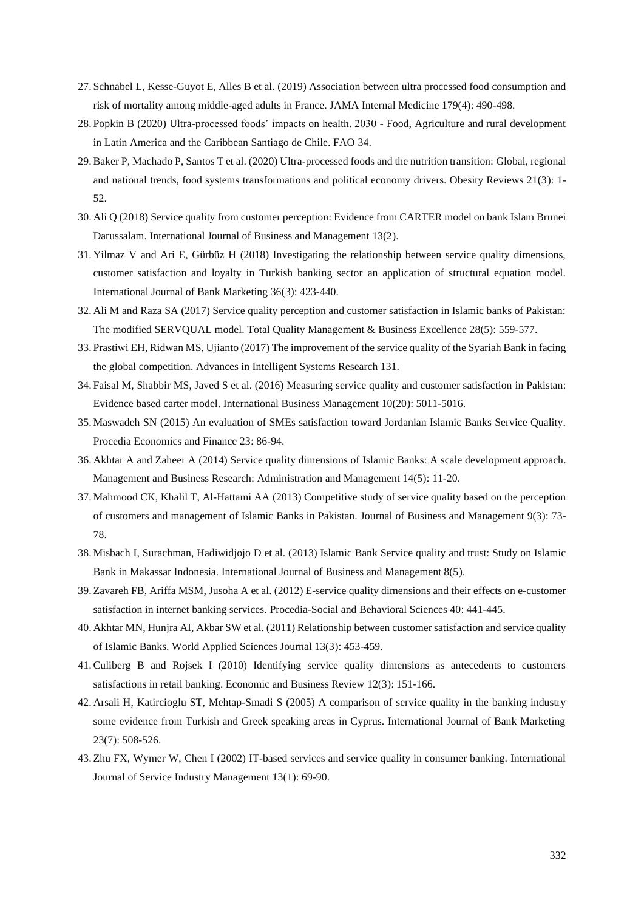27. Schnabel L, Kesse-Guyot E, Alles B et al. (2019) Association between ultra processed food consumption and risk of mortality among middle-aged adults in France. JAMA Internal Medicine 179(4): 490-498.
28. Popkin B (2020) Ultra-processed foods' impacts on health. 2030 - Food, Agriculture and rural development in Latin America and the Caribbean Santiago de Chile. FAO 34.
29. Baker P, Machado P, Santos T et al. (2020) Ultra-processed foods and the nutrition transition: Global, regional and national trends, food systems transformations and political economy drivers. Obesity Reviews 21(3): 1-52.
30. Ali Q (2018) Service quality from customer perception: Evidence from CARTER model on bank Islam Brunei Darussalam. International Journal of Business and Management 13(2).
31. Yilmaz V and Ari E, Gürbüz H (2018) Investigating the relationship between service quality dimensions, customer satisfaction and loyalty in Turkish banking sector an application of structural equation model. International Journal of Bank Marketing 36(3): 423-440.
32. Ali M and Raza SA (2017) Service quality perception and customer satisfaction in Islamic banks of Pakistan: The modified SERVQUAL model. Total Quality Management & Business Excellence 28(5): 559-577.
33. Prastiwi EH, Ridwan MS, Ujianto (2017) The improvement of the service quality of the Syariah Bank in facing the global competition. Advances in Intelligent Systems Research 131.
34. Faisal M, Shabbir MS, Javed S et al. (2016) Measuring service quality and customer satisfaction in Pakistan: Evidence based carter model. International Business Management 10(20): 5011-5016.
35. Maswadeh SN (2015) An evaluation of SMEs satisfaction toward Jordanian Islamic Banks Service Quality. Procedia Economics and Finance 23: 86-94.
36. Akhtar A and Zaheer A (2014) Service quality dimensions of Islamic Banks: A scale development approach. Management and Business Research: Administration and Management 14(5): 11-20.
37. Mahmood CK, Khalil T, Al-Hattami AA (2013) Competitive study of service quality based on the perception of customers and management of Islamic Banks in Pakistan. Journal of Business and Management 9(3): 73-78.
38. Misbach I, Surachman, Hadiwidjojo D et al. (2013) Islamic Bank Service quality and trust: Study on Islamic Bank in Makassar Indonesia. International Journal of Business and Management 8(5).
39. Zavareh FB, Ariffa MSM, Jusoha A et al. (2012) E-service quality dimensions and their effects on e-customer satisfaction in internet banking services. Procedia-Social and Behavioral Sciences 40: 441-445.
40. Akhtar MN, Hunjra AI, Akbar SW et al. (2011) Relationship between customer satisfaction and service quality of Islamic Banks. World Applied Sciences Journal 13(3): 453-459.
41. Culiberg B and Rojsek I (2010) Identifying service quality dimensions as antecedents to customers satisfactions in retail banking. Economic and Business Review 12(3): 151-166.
42. Arsali H, Katircioglu ST, Mehtap-Smadi S (2005) A comparison of service quality in the banking industry some evidence from Turkish and Greek speaking areas in Cyprus. International Journal of Bank Marketing 23(7): 508-526.
43. Zhu FX, Wymer W, Chen I (2002) IT-based services and service quality in consumer banking. International Journal of Service Industry Management 13(1): 69-90.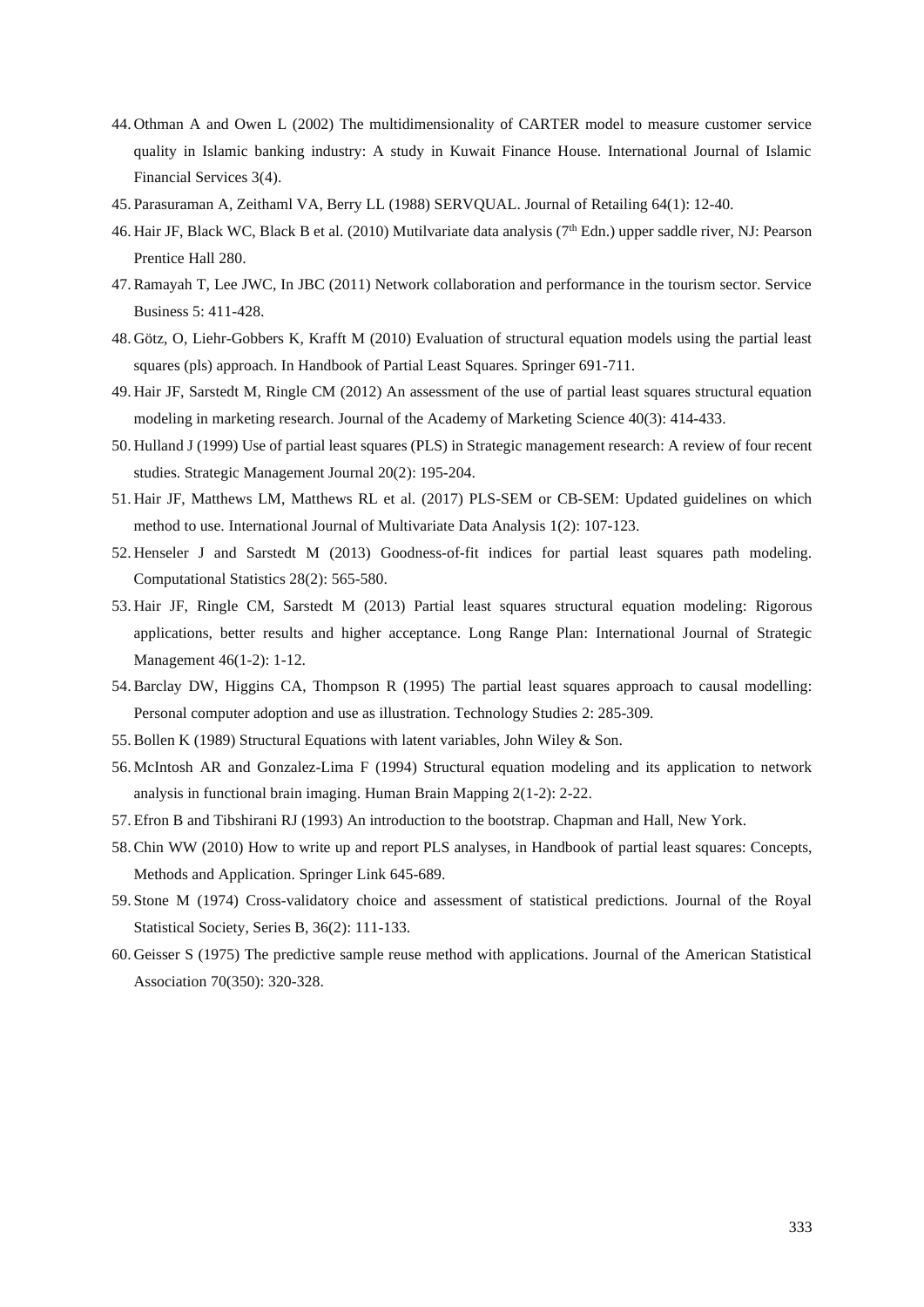44. Othman A and Owen L (2002) The multidimensionality of CARTER model to measure customer service quality in Islamic banking industry: A study in Kuwait Finance House. International Journal of Islamic Financial Services 3(4).
45. Parasuraman A, Zeithaml VA, Berry LL (1988) SERVQUAL. Journal of Retailing 64(1): 12-40.
46. Hair JF, Black WC, Black B et al. (2010) Mutilvariate data analysis (7th Edn.) upper saddle river, NJ: Pearson Prentice Hall 280.
47. Ramayah T, Lee JWC, In JBC (2011) Network collaboration and performance in the tourism sector. Service Business 5: 411-428.
48. Götz, O, Liehr-Gobbers K, Krafft M (2010) Evaluation of structural equation models using the partial least squares (pls) approach. In Handbook of Partial Least Squares. Springer 691-711.
49. Hair JF, Sarstedt M, Ringle CM (2012) An assessment of the use of partial least squares structural equation modeling in marketing research. Journal of the Academy of Marketing Science 40(3): 414-433.
50. Hulland J (1999) Use of partial least squares (PLS) in Strategic management research: A review of four recent studies. Strategic Management Journal 20(2): 195-204.
51. Hair JF, Matthews LM, Matthews RL et al. (2017) PLS-SEM or CB-SEM: Updated guidelines on which method to use. International Journal of Multivariate Data Analysis 1(2): 107-123.
52. Henseler J and Sarstedt M (2013) Goodness-of-fit indices for partial least squares path modeling. Computational Statistics 28(2): 565-580.
53. Hair JF, Ringle CM, Sarstedt M (2013) Partial least squares structural equation modeling: Rigorous applications, better results and higher acceptance. Long Range Plan: International Journal of Strategic Management 46(1-2): 1-12.
54. Barclay DW, Higgins CA, Thompson R (1995) The partial least squares approach to causal modelling: Personal computer adoption and use as illustration. Technology Studies 2: 285-309.
55. Bollen K (1989) Structural Equations with latent variables, John Wiley & Son.
56. McIntosh AR and Gonzalez-Lima F (1994) Structural equation modeling and its application to network analysis in functional brain imaging. Human Brain Mapping 2(1-2): 2-22.
57. Efron B and Tibshirani RJ (1993) An introduction to the bootstrap. Chapman and Hall, New York.
58. Chin WW (2010) How to write up and report PLS analyses, in Handbook of partial least squares: Concepts, Methods and Application. Springer Link 645-689.
59. Stone M (1974) Cross-validatory choice and assessment of statistical predictions. Journal of the Royal Statistical Society, Series B, 36(2): 111-133.
60. Geisser S (1975) The predictive sample reuse method with applications. Journal of the American Statistical Association 70(350): 320-328.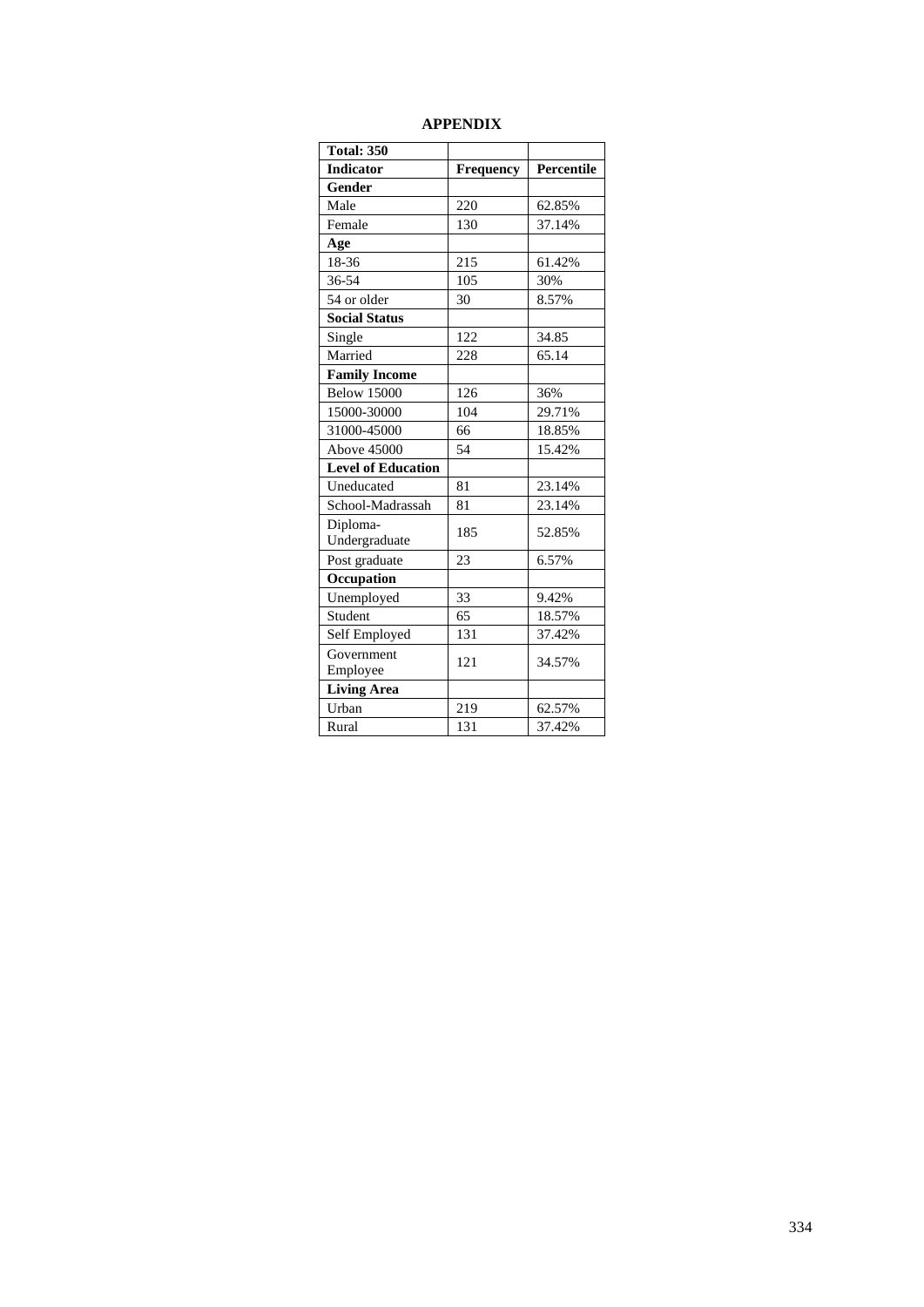# APPENDIX

| Total: 350 | | |
|---|---|---|
| **Indicator** | **Frequency** | **Percentile** |
| **Gender** | | |
| Male | 220 | 62.85% |
| Female | 130 | 37.14% |
| **Age** | | |
| 18-36 | 215 | 61.42% |
| 36-54 | 105 | 30% |
| 54 or older | 30 | 8.57% |
| **Social Status** | | |
| Single | 122 | 34.85 |
| Married | 228 | 65.14 |
| **Family Income** | | |
| Below 15000 | 126 | 36% |
| 15000-30000 | 104 | 29.71% |
| 31000-45000 | 66 | 18.85% |
| Above 45000 | 54 | 15.42% |
| **Level of Education** | | |
| Uneducated | 81 | 23.14% |
| School-Madrassah | 81 | 23.14% |
| Diploma-Undergraduate | 185 | 52.85% |
| Post graduate | 23 | 6.57% |
| **Occupation** | | |
| Unemployed | 33 | 9.42% |
| Student | 65 | 18.57% |
| Self Employed | 131 | 37.42% |
| Government Employee | 121 | 34.57% |
| **Living Area** | | |
| Urban | 219 | 62.57% |
| Rural | 131 | 37.42% |